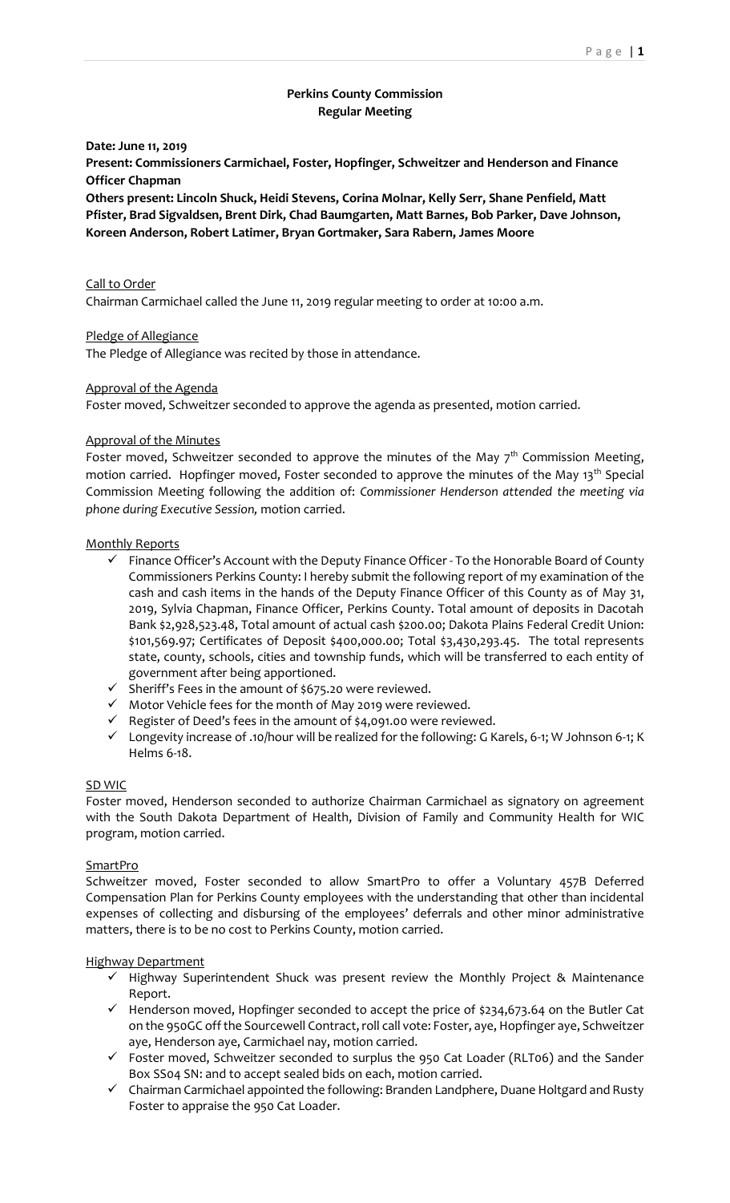**Perkins County Commission**
**Regular Meeting**

**Date: June 11, 2019**

**Present: Commissioners Carmichael, Foster, Hopfinger, Schweitzer and Henderson and Finance Officer Chapman**

**Others present: Lincoln Shuck, Heidi Stevens, Corina Molnar, Kelly Serr, Shane Penfield, Matt Pfister, Brad Sigvaldsen, Brent Dirk, Chad Baumgarten, Matt Barnes, Bob Parker, Dave Johnson, Koreen Anderson, Robert Latimer, Bryan Gortmaker, Sara Rabern, James Moore**

Call to Order

Chairman Carmichael called the June 11, 2019 regular meeting to order at 10:00 a.m.

Pledge of Allegiance

The Pledge of Allegiance was recited by those in attendance.

Approval of the Agenda

Foster moved, Schweitzer seconded to approve the agenda as presented, motion carried.

Approval of the Minutes

Foster moved, Schweitzer seconded to approve the minutes of the May 7th Commission Meeting, motion carried. Hopfinger moved, Foster seconded to approve the minutes of the May 13th Special Commission Meeting following the addition of: *Commissioner Henderson attended the meeting via phone during Executive Session,* motion carried.

Monthly Reports

- ✓ Finance Officer's Account with the Deputy Finance Officer - To the Honorable Board of County Commissioners Perkins County: I hereby submit the following report of my examination of the cash and cash items in the hands of the Deputy Finance Officer of this County as of May 31, 2019, Sylvia Chapman, Finance Officer, Perkins County. Total amount of deposits in Dacotah Bank $2,928,523.48, Total amount of actual cash $200.00; Dakota Plains Federal Credit Union: $101,569.97; Certificates of Deposit $400,000.00; Total $3,430,293.45. The total represents state, county, schools, cities and township funds, which will be transferred to each entity of government after being apportioned.
- ✓ Sheriff's Fees in the amount of $675.20 were reviewed.
- ✓ Motor Vehicle fees for the month of May 2019 were reviewed.
- ✓ Register of Deed's fees in the amount of $4,091.00 were reviewed.
- ✓ Longevity increase of .10/hour will be realized for the following: G Karels, 6-1; W Johnson 6-1; K Helms 6-18.

SD WIC

Foster moved, Henderson seconded to authorize Chairman Carmichael as signatory on agreement with the South Dakota Department of Health, Division of Family and Community Health for WIC program, motion carried.

SmartPro

Schweitzer moved, Foster seconded to allow SmartPro to offer a Voluntary 457B Deferred Compensation Plan for Perkins County employees with the understanding that other than incidental expenses of collecting and disbursing of the employees' deferrals and other minor administrative matters, there is to be no cost to Perkins County, motion carried.

Highway Department

- ✓ Highway Superintendent Shuck was present review the Monthly Project & Maintenance Report.
- ✓ Henderson moved, Hopfinger seconded to accept the price of $234,673.64 on the Butler Cat on the 950GC off the Sourcewell Contract, roll call vote: Foster, aye, Hopfinger aye, Schweitzer aye, Henderson aye, Carmichael nay, motion carried.
- ✓ Foster moved, Schweitzer seconded to surplus the 950 Cat Loader (RLT06) and the Sander Box SS04 SN: and to accept sealed bids on each, motion carried.
- ✓ Chairman Carmichael appointed the following: Branden Landphere, Duane Holtgard and Rusty Foster to appraise the 950 Cat Loader.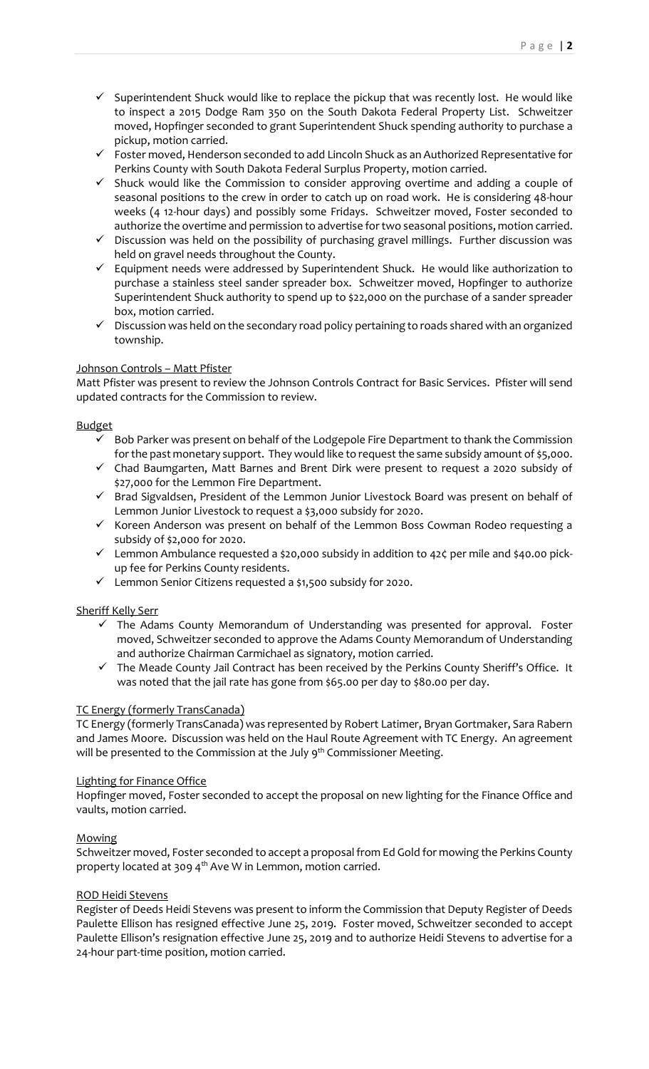- ✓ Superintendent Shuck would like to replace the pickup that was recently lost. He would like to inspect a 2015 Dodge Ram 350 on the South Dakota Federal Property List. Schweitzer moved, Hopfinger seconded to grant Superintendent Shuck spending authority to purchase a pickup, motion carried.
- ✓ Foster moved, Henderson seconded to add Lincoln Shuck as an Authorized Representative for Perkins County with South Dakota Federal Surplus Property, motion carried.
- ✓ Shuck would like the Commission to consider approving overtime and adding a couple of seasonal positions to the crew in order to catch up on road work. He is considering 48-hour weeks (4 12-hour days) and possibly some Fridays. Schweitzer moved, Foster seconded to authorize the overtime and permission to advertise for two seasonal positions, motion carried.
- ✓ Discussion was held on the possibility of purchasing gravel millings. Further discussion was held on gravel needs throughout the County.
- ✓ Equipment needs were addressed by Superintendent Shuck. He would like authorization to purchase a stainless steel sander spreader box. Schweitzer moved, Hopfinger to authorize Superintendent Shuck authority to spend up to $22,000 on the purchase of a sander spreader box, motion carried.
- ✓ Discussion was held on the secondary road policy pertaining to roads shared with an organized township.

<u>Johnson Controls – Matt Pfister</u>

Matt Pfister was present to review the Johnson Controls Contract for Basic Services. Pfister will send updated contracts for the Commission to review.

<u>Budget</u>

- ✓ Bob Parker was present on behalf of the Lodgepole Fire Department to thank the Commission for the past monetary support. They would like to request the same subsidy amount of $5,000.
- ✓ Chad Baumgarten, Matt Barnes and Brent Dirk were present to request a 2020 subsidy of $27,000 for the Lemmon Fire Department.
- ✓ Brad Sigvaldsen, President of the Lemmon Junior Livestock Board was present on behalf of Lemmon Junior Livestock to request a $3,000 subsidy for 2020.
- ✓ Koreen Anderson was present on behalf of the Lemmon Boss Cowman Rodeo requesting a subsidy of $2,000 for 2020.
- ✓ Lemmon Ambulance requested a $20,000 subsidy in addition to 42¢ per mile and $40.00 pick-up fee for Perkins County residents.
- ✓ Lemmon Senior Citizens requested a $1,500 subsidy for 2020.

<u>Sheriff Kelly Serr</u>

- ✓ The Adams County Memorandum of Understanding was presented for approval. Foster moved, Schweitzer seconded to approve the Adams County Memorandum of Understanding and authorize Chairman Carmichael as signatory, motion carried.
- ✓ The Meade County Jail Contract has been received by the Perkins County Sheriff's Office. It was noted that the jail rate has gone from $65.00 per day to $80.00 per day.

<u>TC Energy (formerly TransCanada)</u>

TC Energy (formerly TransCanada) was represented by Robert Latimer, Bryan Gortmaker, Sara Rabern and James Moore. Discussion was held on the Haul Route Agreement with TC Energy. An agreement will be presented to the Commission at the July 9th Commissioner Meeting.

<u>Lighting for Finance Office</u>

Hopfinger moved, Foster seconded to accept the proposal on new lighting for the Finance Office and vaults, motion carried.

<u>Mowing</u>

Schweitzer moved, Foster seconded to accept a proposal from Ed Gold for mowing the Perkins County property located at 309 4th Ave W in Lemmon, motion carried.

<u>ROD Heidi Stevens</u>

Register of Deeds Heidi Stevens was present to inform the Commission that Deputy Register of Deeds Paulette Ellison has resigned effective June 25, 2019. Foster moved, Schweitzer seconded to accept Paulette Ellison's resignation effective June 25, 2019 and to authorize Heidi Stevens to advertise for a 24-hour part-time position, motion carried.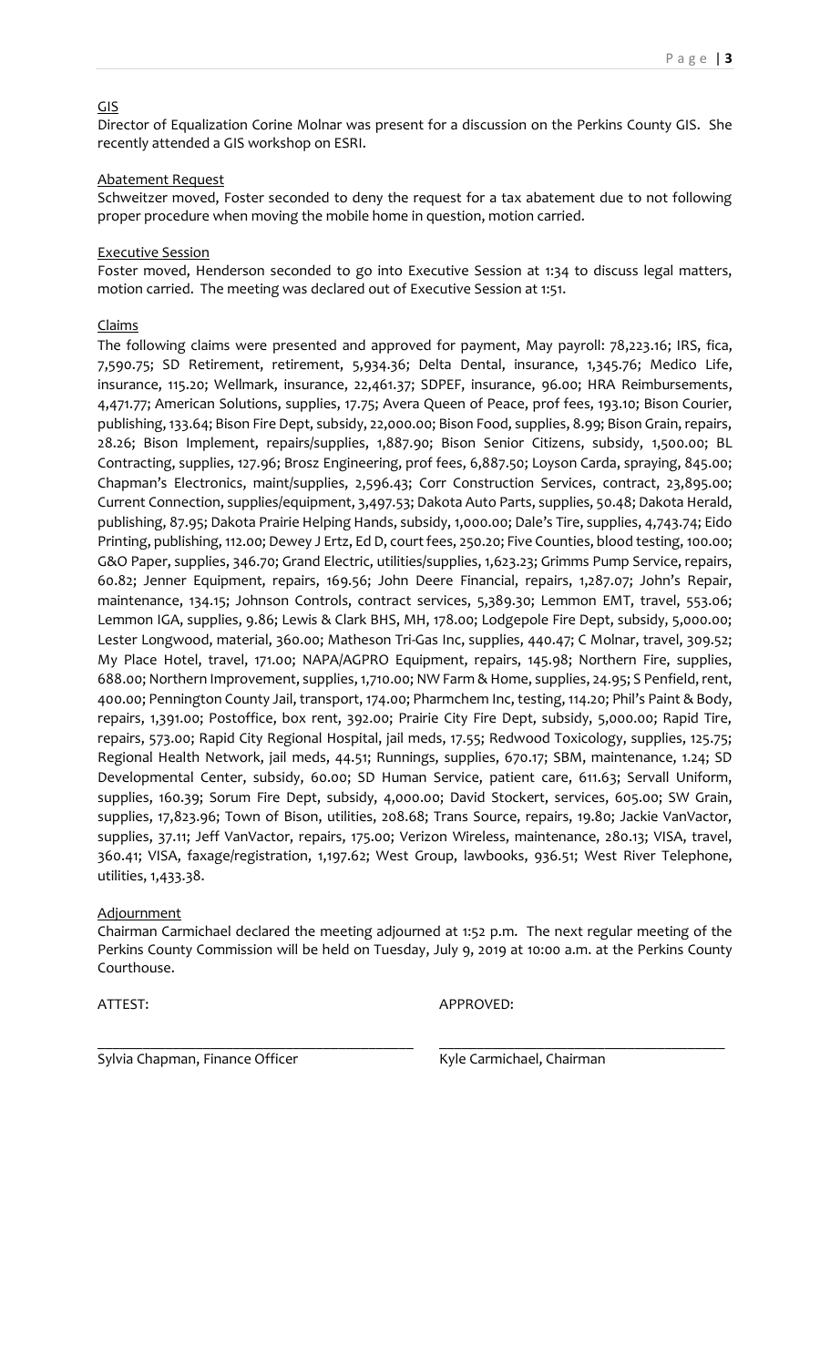GIS

Director of Equalization Corine Molnar was present for a discussion on the Perkins County GIS. She recently attended a GIS workshop on ESRI.

Abatement Request

Schweitzer moved, Foster seconded to deny the request for a tax abatement due to not following proper procedure when moving the mobile home in question, motion carried.

Executive Session

Foster moved, Henderson seconded to go into Executive Session at 1:34 to discuss legal matters, motion carried. The meeting was declared out of Executive Session at 1:51.

Claims

The following claims were presented and approved for payment, May payroll: 78,223.16; IRS, fica, 7,590.75; SD Retirement, retirement, 5,934.36; Delta Dental, insurance, 1,345.76; Medico Life, insurance, 115.20; Wellmark, insurance, 22,461.37; SDPEF, insurance, 96.00; HRA Reimbursements, 4,471.77; American Solutions, supplies, 17.75; Avera Queen of Peace, prof fees, 193.10; Bison Courier, publishing, 133.64; Bison Fire Dept, subsidy, 22,000.00; Bison Food, supplies, 8.99; Bison Grain, repairs, 28.26; Bison Implement, repairs/supplies, 1,887.90; Bison Senior Citizens, subsidy, 1,500.00; BL Contracting, supplies, 127.96; Brosz Engineering, prof fees, 6,887.50; Loyson Carda, spraying, 845.00; Chapman's Electronics, maint/supplies, 2,596.43; Corr Construction Services, contract, 23,895.00; Current Connection, supplies/equipment, 3,497.53; Dakota Auto Parts, supplies, 50.48; Dakota Herald, publishing, 87.95; Dakota Prairie Helping Hands, subsidy, 1,000.00; Dale's Tire, supplies, 4,743.74; Eido Printing, publishing, 112.00; Dewey J Ertz, Ed D, court fees, 250.20; Five Counties, blood testing, 100.00; G&O Paper, supplies, 346.70; Grand Electric, utilities/supplies, 1,623.23; Grimms Pump Service, repairs, 60.82; Jenner Equipment, repairs, 169.56; John Deere Financial, repairs, 1,287.07; John's Repair, maintenance, 134.15; Johnson Controls, contract services, 5,389.30; Lemmon EMT, travel, 553.06; Lemmon IGA, supplies, 9.86; Lewis & Clark BHS, MH, 178.00; Lodgepole Fire Dept, subsidy, 5,000.00; Lester Longwood, material, 360.00; Matheson Tri-Gas Inc, supplies, 440.47; C Molnar, travel, 309.52; My Place Hotel, travel, 171.00; NAPA/AGPRO Equipment, repairs, 145.98; Northern Fire, supplies, 688.00; Northern Improvement, supplies, 1,710.00; NW Farm & Home, supplies, 24.95; S Penfield, rent, 400.00; Pennington County Jail, transport, 174.00; Pharmchem Inc, testing, 114.20; Phil's Paint & Body, repairs, 1,391.00; Postoffice, box rent, 392.00; Prairie City Fire Dept, subsidy, 5,000.00; Rapid Tire, repairs, 573.00; Rapid City Regional Hospital, jail meds, 17.55; Redwood Toxicology, supplies, 125.75; Regional Health Network, jail meds, 44.51; Runnings, supplies, 670.17; SBM, maintenance, 1.24; SD Developmental Center, subsidy, 60.00; SD Human Service, patient care, 611.63; Servall Uniform, supplies, 160.39; Sorum Fire Dept, subsidy, 4,000.00; David Stockert, services, 605.00; SW Grain, supplies, 17,823.96; Town of Bison, utilities, 208.68; Trans Source, repairs, 19.80; Jackie VanVactor, supplies, 37.11; Jeff VanVactor, repairs, 175.00; Verizon Wireless, maintenance, 280.13; VISA, travel, 360.41; VISA, faxage/registration, 1,197.62; West Group, lawbooks, 936.51; West River Telephone, utilities, 1,433.38.

Adjournment

Chairman Carmichael declared the meeting adjourned at 1:52 p.m. The next regular meeting of the Perkins County Commission will be held on Tuesday, July 9, 2019 at 10:00 a.m. at the Perkins County Courthouse.

ATTEST: APPROVED:

\_\_\_\_\_\_\_\_\_\_\_\_\_\_\_\_\_\_\_\_\_\_\_\_\_\_\_\_\_\_ \_\_\_\_\_\_\_\_\_\_\_\_\_\_\_\_\_\_\_\_\_\_\_\_\_\_\_\_\_\_

Sylvia Chapman, Finance Officer Kyle Carmichael, Chairman